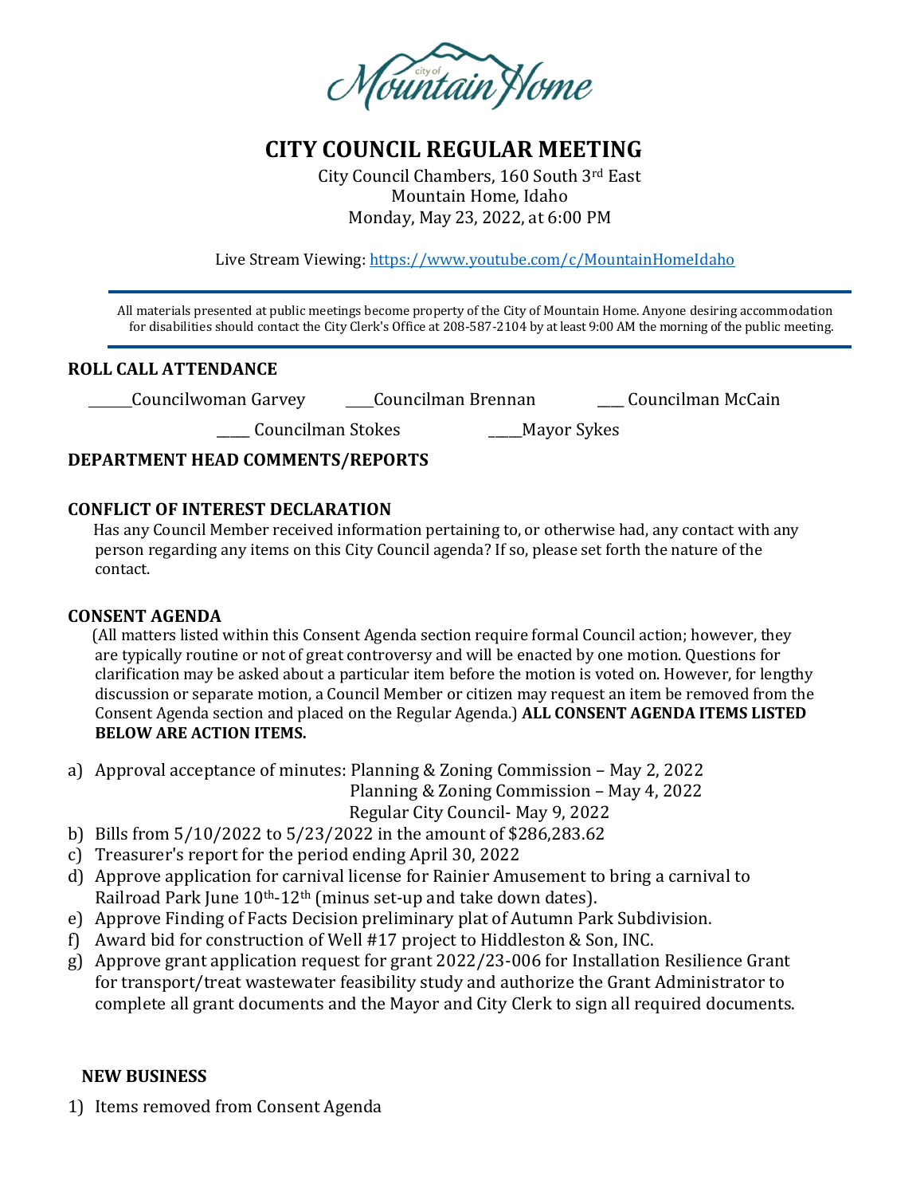# CITY COUNCIL REGULAR MEETING

City Council Chambers, 160 South 3rd East
Mountain Home, Idaho
Monday, May 23, 2022, at 6:00 PM

Live Stream Viewing: https://www.youtube.com/c/MountainHomeIdaho

All materials presented at public meetings become property of the City of Mountain Home. Anyone desiring accommodation for disabilities should contact the City Clerk's Office at 208-587-2104 by at least 9:00 AM the morning of the public meeting.

## ROLL CALL ATTENDANCE

______Councilwoman Garvey ____Councilman Brennan ___ Councilman McCain

____ Councilman Stokes ____Mayor Sykes

## DEPARTMENT HEAD COMMENTS/REPORTS

## CONFLICT OF INTEREST DECLARATION

Has any Council Member received information pertaining to, or otherwise had, any contact with any person regarding any items on this City Council agenda? If so, please set forth the nature of the contact.

## CONSENT AGENDA

(All matters listed within this Consent Agenda section require formal Council action; however, they are typically routine or not of great controversy and will be enacted by one motion. Questions for clarification may be asked about a particular item before the motion is voted on. However, for lengthy discussion or separate motion, a Council Member or citizen may request an item be removed from the Consent Agenda section and placed on the Regular Agenda.) **ALL CONSENT AGENDA ITEMS LISTED BELOW ARE ACTION ITEMS.**

a) Approval acceptance of minutes: Planning & Zoning Commission – May 2, 2022
   Planning & Zoning Commission – May 4, 2022
   Regular City Council- May 9, 2022
b) Bills from 5/10/2022 to 5/23/2022 in the amount of $286,283.62
c) Treasurer's report for the period ending April 30, 2022
d) Approve application for carnival license for Rainier Amusement to bring a carnival to Railroad Park June 10th-12th (minus set-up and take down dates).
e) Approve Finding of Facts Decision preliminary plat of Autumn Park Subdivision.
f) Award bid for construction of Well #17 project to Hiddleston & Son, INC.
g) Approve grant application request for grant 2022/23-006 for Installation Resilience Grant for transport/treat wastewater feasibility study and authorize the Grant Administrator to complete all grant documents and the Mayor and City Clerk to sign all required documents.

## NEW BUSINESS

1) Items removed from Consent Agenda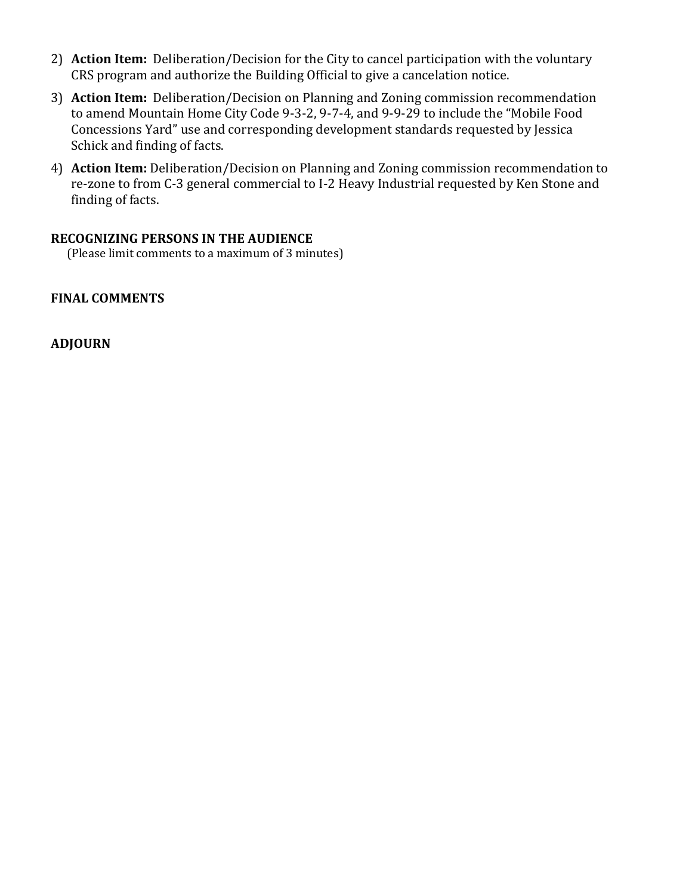2) **Action Item:** Deliberation/Decision for the City to cancel participation with the voluntary CRS program and authorize the Building Official to give a cancelation notice.

3) **Action Item:** Deliberation/Decision on Planning and Zoning commission recommendation to amend Mountain Home City Code 9-3-2, 9-7-4, and 9-9-29 to include the "Mobile Food Concessions Yard" use and corresponding development standards requested by Jessica Schick and finding of facts.

4) **Action Item:** Deliberation/Decision on Planning and Zoning commission recommendation to re-zone to from C-3 general commercial to I-2 Heavy Industrial requested by Ken Stone and finding of facts.

**RECOGNIZING PERSONS IN THE AUDIENCE**
(Please limit comments to a maximum of 3 minutes)

**FINAL COMMENTS**

**ADJOURN**